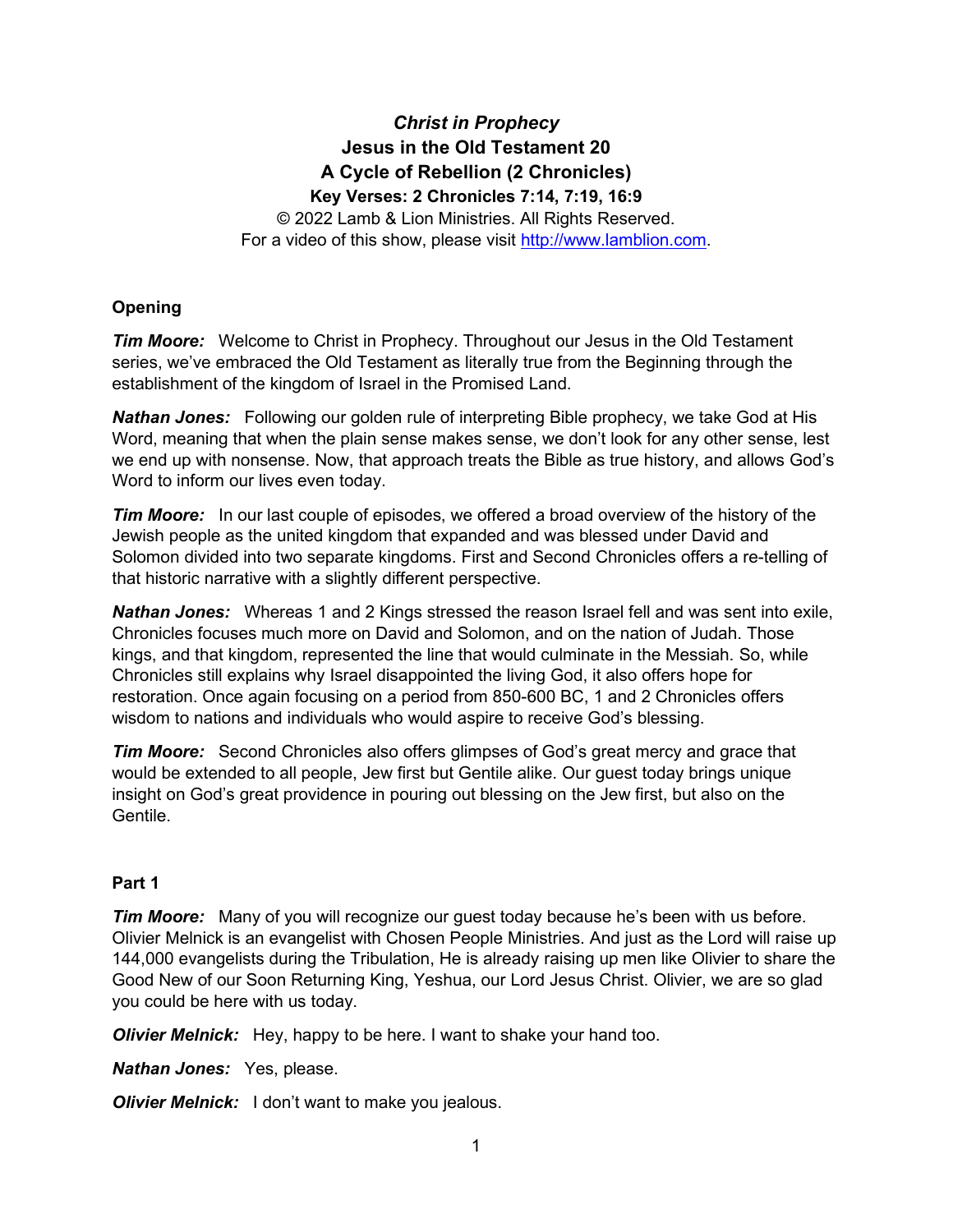# *Christ in Prophecy*

## Jesus in the Old Testament 20

## A Cycle of Rebellion (2 Chronicles)

### Key Verses: 2 Chronicles 7:14, 7:19, 16:9

© 2022 Lamb & Lion Ministries. All Rights Reserved.
For a video of this show, please visit http://www.lamblion.com.

**Opening**

***Tim Moore:*** Welcome to Christ in Prophecy. Throughout our Jesus in the Old Testament series, we've embraced the Old Testament as literally true from the Beginning through the establishment of the kingdom of Israel in the Promised Land.

***Nathan Jones:*** Following our golden rule of interpreting Bible prophecy, we take God at His Word, meaning that when the plain sense makes sense, we don't look for any other sense, lest we end up with nonsense. Now, that approach treats the Bible as true history, and allows God's Word to inform our lives even today.

***Tim Moore:*** In our last couple of episodes, we offered a broad overview of the history of the Jewish people as the united kingdom that expanded and was blessed under David and Solomon divided into two separate kingdoms. First and Second Chronicles offers a re-telling of that historic narrative with a slightly different perspective.

***Nathan Jones:*** Whereas 1 and 2 Kings stressed the reason Israel fell and was sent into exile, Chronicles focuses much more on David and Solomon, and on the nation of Judah. Those kings, and that kingdom, represented the line that would culminate in the Messiah. So, while Chronicles still explains why Israel disappointed the living God, it also offers hope for restoration. Once again focusing on a period from 850-600 BC, 1 and 2 Chronicles offers wisdom to nations and individuals who would aspire to receive God's blessing.

***Tim Moore:*** Second Chronicles also offers glimpses of God's great mercy and grace that would be extended to all people, Jew first but Gentile alike. Our guest today brings unique insight on God's great providence in pouring out blessing on the Jew first, but also on the Gentile.

**Part 1**

***Tim Moore:*** Many of you will recognize our guest today because he's been with us before. Olivier Melnick is an evangelist with Chosen People Ministries. And just as the Lord will raise up 144,000 evangelists during the Tribulation, He is already raising up men like Olivier to share the Good New of our Soon Returning King, Yeshua, our Lord Jesus Christ. Olivier, we are so glad you could be here with us today.

***Olivier Melnick:*** Hey, happy to be here. I want to shake your hand too.

***Nathan Jones:*** Yes, please.

***Olivier Melnick:*** I don't want to make you jealous.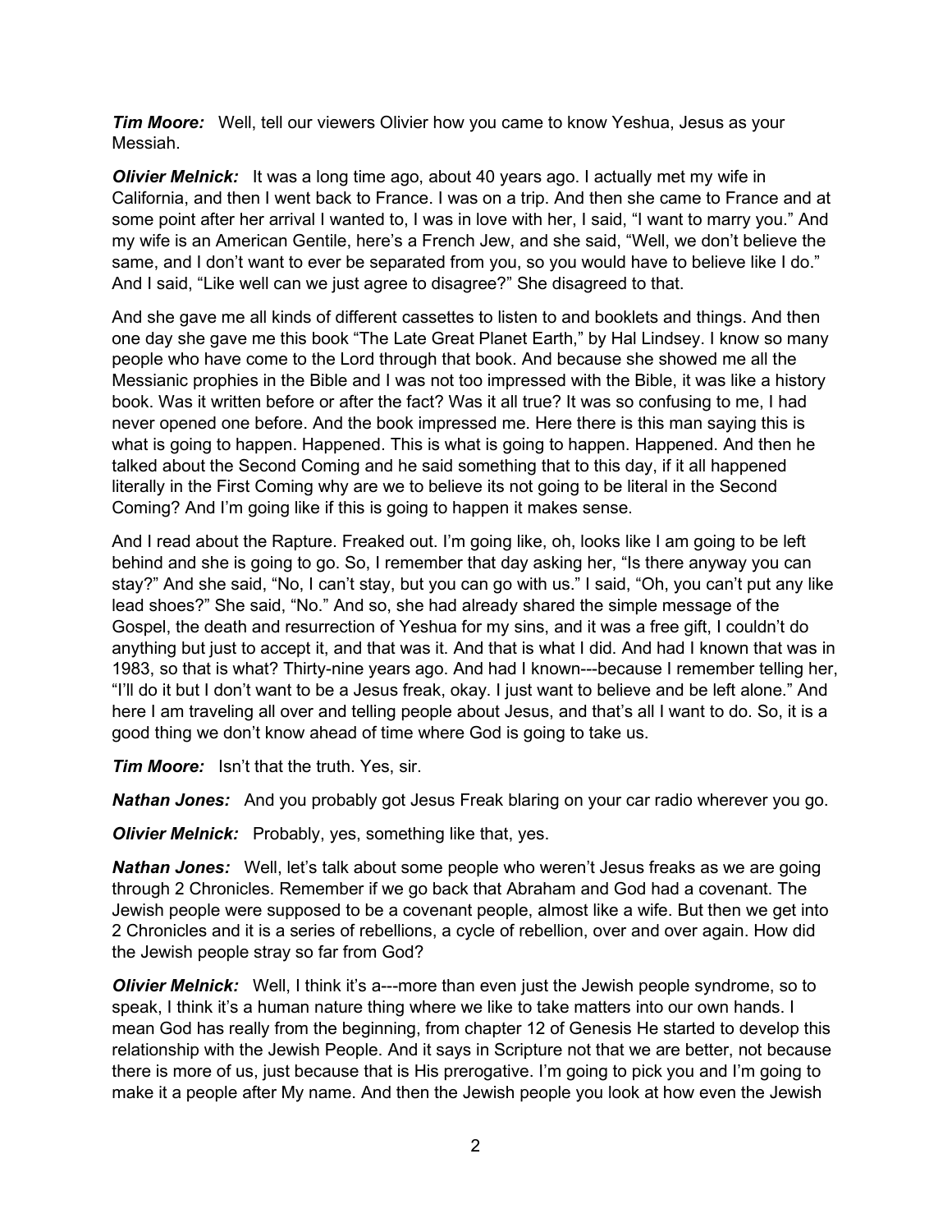***Tim Moore:*** Well, tell our viewers Olivier how you came to know Yeshua, Jesus as your Messiah.

***Olivier Melnick:*** It was a long time ago, about 40 years ago. I actually met my wife in California, and then I went back to France. I was on a trip. And then she came to France and at some point after her arrival I wanted to, I was in love with her, I said, "I want to marry you." And my wife is an American Gentile, here's a French Jew, and she said, "Well, we don't believe the same, and I don't want to ever be separated from you, so you would have to believe like I do." And I said, "Like well can we just agree to disagree?" She disagreed to that.

And she gave me all kinds of different cassettes to listen to and booklets and things. And then one day she gave me this book "The Late Great Planet Earth," by Hal Lindsey. I know so many people who have come to the Lord through that book. And because she showed me all the Messianic prophies in the Bible and I was not too impressed with the Bible, it was like a history book. Was it written before or after the fact? Was it all true? It was so confusing to me, I had never opened one before. And the book impressed me. Here there is this man saying this is what is going to happen. Happened. This is what is going to happen. Happened. And then he talked about the Second Coming and he said something that to this day, if it all happened literally in the First Coming why are we to believe its not going to be literal in the Second Coming? And I'm going like if this is going to happen it makes sense.

And I read about the Rapture. Freaked out. I'm going like, oh, looks like I am going to be left behind and she is going to go. So, I remember that day asking her, "Is there anyway you can stay?" And she said, "No, I can't stay, but you can go with us." I said, "Oh, you can't put any like lead shoes?" She said, "No." And so, she had already shared the simple message of the Gospel, the death and resurrection of Yeshua for my sins, and it was a free gift, I couldn't do anything but just to accept it, and that was it. And that is what I did. And had I known that was in 1983, so that is what? Thirty-nine years ago. And had I known---because I remember telling her, "I'll do it but I don't want to be a Jesus freak, okay. I just want to believe and be left alone." And here I am traveling all over and telling people about Jesus, and that's all I want to do. So, it is a good thing we don't know ahead of time where God is going to take us.

***Tim Moore:*** Isn't that the truth. Yes, sir.

***Nathan Jones:*** And you probably got Jesus Freak blaring on your car radio wherever you go.

***Olivier Melnick:*** Probably, yes, something like that, yes.

***Nathan Jones:*** Well, let's talk about some people who weren't Jesus freaks as we are going through 2 Chronicles. Remember if we go back that Abraham and God had a covenant. The Jewish people were supposed to be a covenant people, almost like a wife. But then we get into 2 Chronicles and it is a series of rebellions, a cycle of rebellion, over and over again. How did the Jewish people stray so far from God?

***Olivier Melnick:*** Well, I think it's a---more than even just the Jewish people syndrome, so to speak, I think it's a human nature thing where we like to take matters into our own hands. I mean God has really from the beginning, from chapter 12 of Genesis He started to develop this relationship with the Jewish People. And it says in Scripture not that we are better, not because there is more of us, just because that is His prerogative. I'm going to pick you and I'm going to make it a people after My name. And then the Jewish people you look at how even the Jewish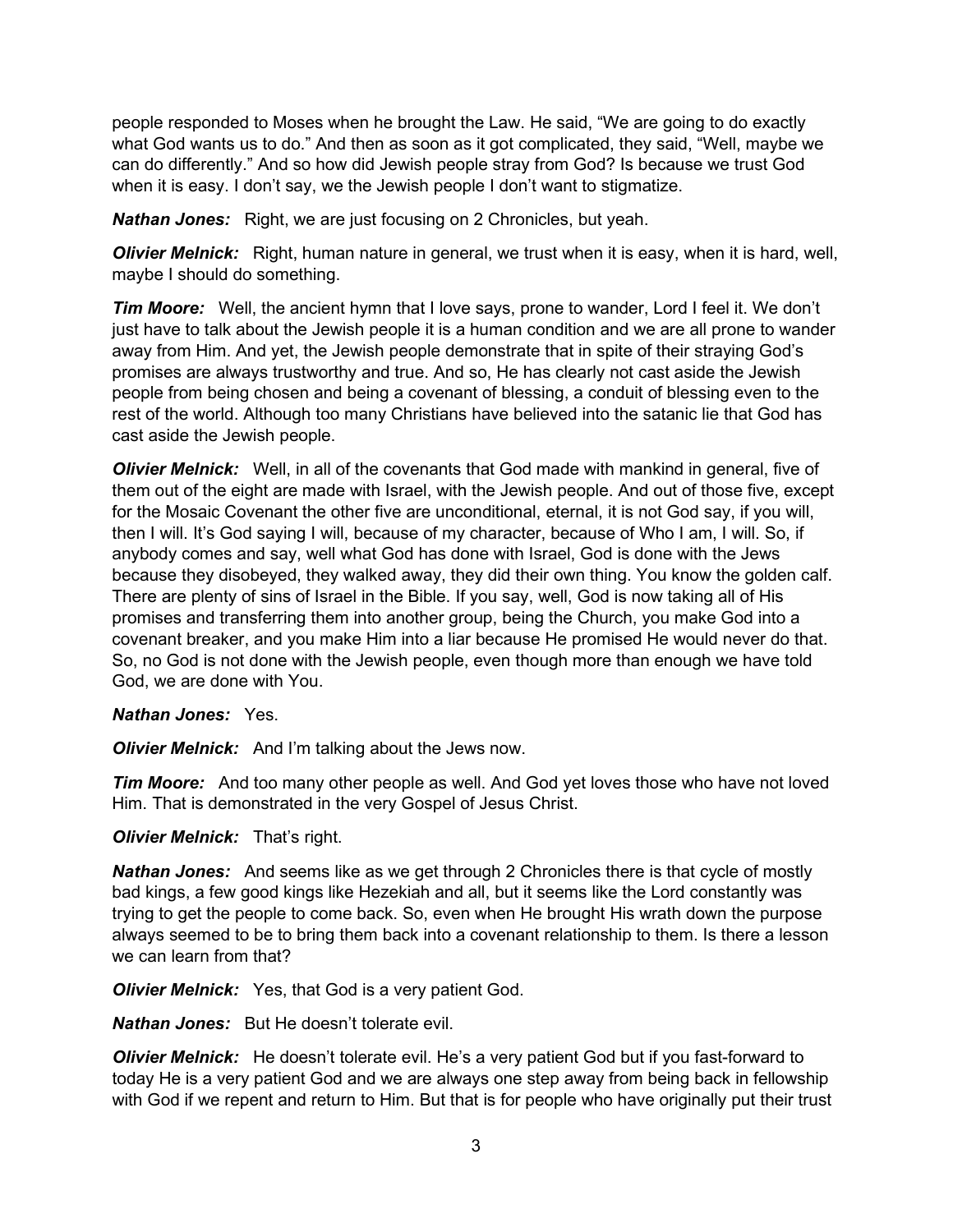people responded to Moses when he brought the Law. He said, "We are going to do exactly what God wants us to do." And then as soon as it got complicated, they said, "Well, maybe we can do differently." And so how did Jewish people stray from God? Is because we trust God when it is easy. I don't say, we the Jewish people I don't want to stigmatize.

***Nathan Jones:*** Right, we are just focusing on 2 Chronicles, but yeah.

***Olivier Melnick:*** Right, human nature in general, we trust when it is easy, when it is hard, well, maybe I should do something.

***Tim Moore:*** Well, the ancient hymn that I love says, prone to wander, Lord I feel it. We don't just have to talk about the Jewish people it is a human condition and we are all prone to wander away from Him. And yet, the Jewish people demonstrate that in spite of their straying God's promises are always trustworthy and true. And so, He has clearly not cast aside the Jewish people from being chosen and being a covenant of blessing, a conduit of blessing even to the rest of the world. Although too many Christians have believed into the satanic lie that God has cast aside the Jewish people.

***Olivier Melnick:*** Well, in all of the covenants that God made with mankind in general, five of them out of the eight are made with Israel, with the Jewish people. And out of those five, except for the Mosaic Covenant the other five are unconditional, eternal, it is not God say, if you will, then I will. It's God saying I will, because of my character, because of Who I am, I will. So, if anybody comes and say, well what God has done with Israel, God is done with the Jews because they disobeyed, they walked away, they did their own thing. You know the golden calf. There are plenty of sins of Israel in the Bible. If you say, well, God is now taking all of His promises and transferring them into another group, being the Church, you make God into a covenant breaker, and you make Him into a liar because He promised He would never do that. So, no God is not done with the Jewish people, even though more than enough we have told God, we are done with You.

***Nathan Jones:*** Yes.

***Olivier Melnick:*** And I'm talking about the Jews now.

***Tim Moore:*** And too many other people as well. And God yet loves those who have not loved Him. That is demonstrated in the very Gospel of Jesus Christ.

***Olivier Melnick:*** That's right.

***Nathan Jones:*** And seems like as we get through 2 Chronicles there is that cycle of mostly bad kings, a few good kings like Hezekiah and all, but it seems like the Lord constantly was trying to get the people to come back. So, even when He brought His wrath down the purpose always seemed to be to bring them back into a covenant relationship to them. Is there a lesson we can learn from that?

***Olivier Melnick:*** Yes, that God is a very patient God.

***Nathan Jones:*** But He doesn't tolerate evil.

***Olivier Melnick:*** He doesn't tolerate evil. He's a very patient God but if you fast-forward to today He is a very patient God and we are always one step away from being back in fellowship with God if we repent and return to Him. But that is for people who have originally put their trust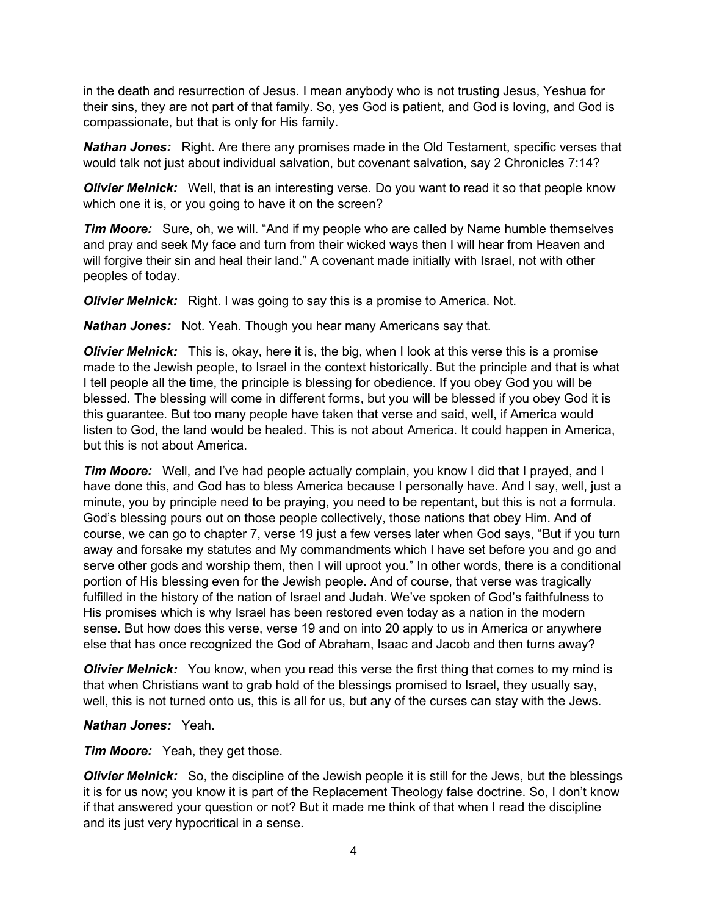in the death and resurrection of Jesus. I mean anybody who is not trusting Jesus, Yeshua for their sins, they are not part of that family. So, yes God is patient, and God is loving, and God is compassionate, but that is only for His family.

***Nathan Jones:*** Right. Are there any promises made in the Old Testament, specific verses that would talk not just about individual salvation, but covenant salvation, say 2 Chronicles 7:14?

***Olivier Melnick:*** Well, that is an interesting verse. Do you want to read it so that people know which one it is, or you going to have it on the screen?

***Tim Moore:*** Sure, oh, we will. "And if my people who are called by Name humble themselves and pray and seek My face and turn from their wicked ways then I will hear from Heaven and will forgive their sin and heal their land." A covenant made initially with Israel, not with other peoples of today.

***Olivier Melnick:*** Right. I was going to say this is a promise to America. Not.

***Nathan Jones:*** Not. Yeah. Though you hear many Americans say that.

***Olivier Melnick:*** This is, okay, here it is, the big, when I look at this verse this is a promise made to the Jewish people, to Israel in the context historically. But the principle and that is what I tell people all the time, the principle is blessing for obedience. If you obey God you will be blessed. The blessing will come in different forms, but you will be blessed if you obey God it is this guarantee. But too many people have taken that verse and said, well, if America would listen to God, the land would be healed. This is not about America. It could happen in America, but this is not about America.

***Tim Moore:*** Well, and I've had people actually complain, you know I did that I prayed, and I have done this, and God has to bless America because I personally have. And I say, well, just a minute, you by principle need to be praying, you need to be repentant, but this is not a formula. God's blessing pours out on those people collectively, those nations that obey Him. And of course, we can go to chapter 7, verse 19 just a few verses later when God says, "But if you turn away and forsake my statutes and My commandments which I have set before you and go and serve other gods and worship them, then I will uproot you." In other words, there is a conditional portion of His blessing even for the Jewish people. And of course, that verse was tragically fulfilled in the history of the nation of Israel and Judah. We've spoken of God's faithfulness to His promises which is why Israel has been restored even today as a nation in the modern sense. But how does this verse, verse 19 and on into 20 apply to us in America or anywhere else that has once recognized the God of Abraham, Isaac and Jacob and then turns away?

***Olivier Melnick:*** You know, when you read this verse the first thing that comes to my mind is that when Christians want to grab hold of the blessings promised to Israel, they usually say, well, this is not turned onto us, this is all for us, but any of the curses can stay with the Jews.

***Nathan Jones:*** Yeah.

***Tim Moore:*** Yeah, they get those.

***Olivier Melnick:*** So, the discipline of the Jewish people it is still for the Jews, but the blessings it is for us now; you know it is part of the Replacement Theology false doctrine. So, I don't know if that answered your question or not? But it made me think of that when I read the discipline and its just very hypocritical in a sense.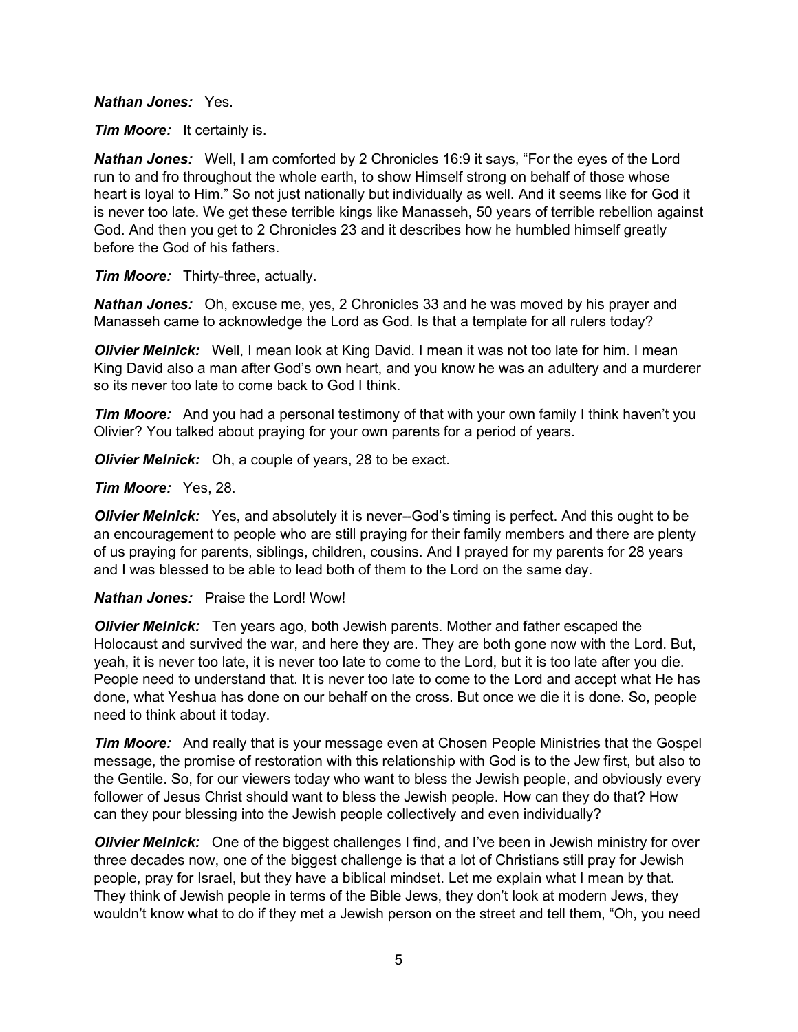***Nathan Jones:*** Yes.

***Tim Moore:*** It certainly is.

***Nathan Jones:*** Well, I am comforted by 2 Chronicles 16:9 it says, "For the eyes of the Lord run to and fro throughout the whole earth, to show Himself strong on behalf of those whose heart is loyal to Him." So not just nationally but individually as well. And it seems like for God it is never too late. We get these terrible kings like Manasseh, 50 years of terrible rebellion against God. And then you get to 2 Chronicles 23 and it describes how he humbled himself greatly before the God of his fathers.

***Tim Moore:*** Thirty-three, actually.

***Nathan Jones:*** Oh, excuse me, yes, 2 Chronicles 33 and he was moved by his prayer and Manasseh came to acknowledge the Lord as God. Is that a template for all rulers today?

***Olivier Melnick:*** Well, I mean look at King David. I mean it was not too late for him. I mean King David also a man after God's own heart, and you know he was an adultery and a murderer so its never too late to come back to God I think.

***Tim Moore:*** And you had a personal testimony of that with your own family I think haven't you Olivier? You talked about praying for your own parents for a period of years.

***Olivier Melnick:*** Oh, a couple of years, 28 to be exact.

***Tim Moore:*** Yes, 28.

***Olivier Melnick:*** Yes, and absolutely it is never--God's timing is perfect. And this ought to be an encouragement to people who are still praying for their family members and there are plenty of us praying for parents, siblings, children, cousins. And I prayed for my parents for 28 years and I was blessed to be able to lead both of them to the Lord on the same day.

***Nathan Jones:*** Praise the Lord! Wow!

***Olivier Melnick:*** Ten years ago, both Jewish parents. Mother and father escaped the Holocaust and survived the war, and here they are. They are both gone now with the Lord. But, yeah, it is never too late, it is never too late to come to the Lord, but it is too late after you die. People need to understand that. It is never too late to come to the Lord and accept what He has done, what Yeshua has done on our behalf on the cross. But once we die it is done. So, people need to think about it today.

***Tim Moore:*** And really that is your message even at Chosen People Ministries that the Gospel message, the promise of restoration with this relationship with God is to the Jew first, but also to the Gentile. So, for our viewers today who want to bless the Jewish people, and obviously every follower of Jesus Christ should want to bless the Jewish people. How can they do that? How can they pour blessing into the Jewish people collectively and even individually?

***Olivier Melnick:*** One of the biggest challenges I find, and I've been in Jewish ministry for over three decades now, one of the biggest challenge is that a lot of Christians still pray for Jewish people, pray for Israel, but they have a biblical mindset. Let me explain what I mean by that. They think of Jewish people in terms of the Bible Jews, they don't look at modern Jews, they wouldn't know what to do if they met a Jewish person on the street and tell them, "Oh, you need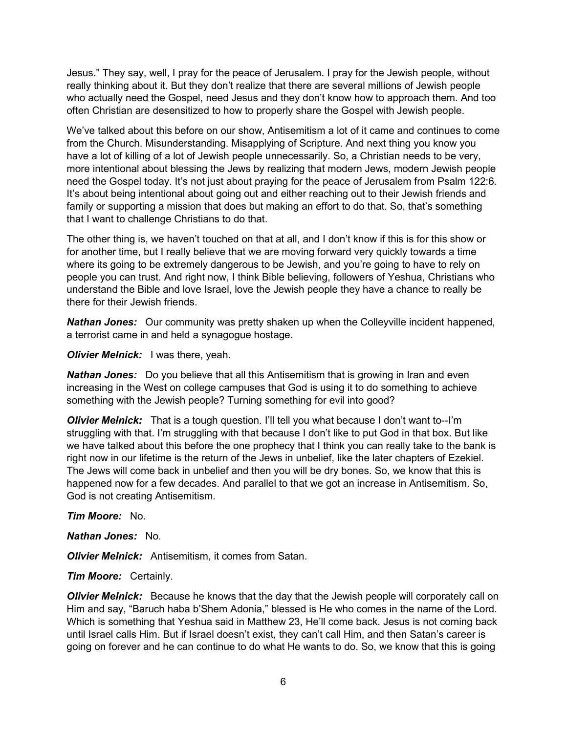Jesus." They say, well, I pray for the peace of Jerusalem. I pray for the Jewish people, without really thinking about it. But they don't realize that there are several millions of Jewish people who actually need the Gospel, need Jesus and they don't know how to approach them. And too often Christian are desensitized to how to properly share the Gospel with Jewish people.

We've talked about this before on our show, Antisemitism a lot of it came and continues to come from the Church. Misunderstanding. Misapplying of Scripture. And next thing you know you have a lot of killing of a lot of Jewish people unnecessarily. So, a Christian needs to be very, more intentional about blessing the Jews by realizing that modern Jews, modern Jewish people need the Gospel today. It's not just about praying for the peace of Jerusalem from Psalm 122:6. It's about being intentional about going out and either reaching out to their Jewish friends and family or supporting a mission that does but making an effort to do that. So, that's something that I want to challenge Christians to do that.

The other thing is, we haven't touched on that at all, and I don't know if this is for this show or for another time, but I really believe that we are moving forward very quickly towards a time where its going to be extremely dangerous to be Jewish, and you're going to have to rely on people you can trust. And right now, I think Bible believing, followers of Yeshua, Christians who understand the Bible and love Israel, love the Jewish people they have a chance to really be there for their Jewish friends.

***Nathan Jones:*** Our community was pretty shaken up when the Colleyville incident happened, a terrorist came in and held a synagogue hostage.

***Olivier Melnick:*** I was there, yeah.

***Nathan Jones:*** Do you believe that all this Antisemitism that is growing in Iran and even increasing in the West on college campuses that God is using it to do something to achieve something with the Jewish people? Turning something for evil into good?

***Olivier Melnick:*** That is a tough question. I'll tell you what because I don't want to--I'm struggling with that. I'm struggling with that because I don't like to put God in that box. But like we have talked about this before the one prophecy that I think you can really take to the bank is right now in our lifetime is the return of the Jews in unbelief, like the later chapters of Ezekiel. The Jews will come back in unbelief and then you will be dry bones. So, we know that this is happened now for a few decades. And parallel to that we got an increase in Antisemitism. So, God is not creating Antisemitism.

***Tim Moore:*** No.

***Nathan Jones:*** No.

***Olivier Melnick:*** Antisemitism, it comes from Satan.

***Tim Moore:*** Certainly.

***Olivier Melnick:*** Because he knows that the day that the Jewish people will corporately call on Him and say, "Baruch haba b'Shem Adonia," blessed is He who comes in the name of the Lord. Which is something that Yeshua said in Matthew 23, He'll come back. Jesus is not coming back until Israel calls Him. But if Israel doesn't exist, they can't call Him, and then Satan's career is going on forever and he can continue to do what He wants to do. So, we know that this is going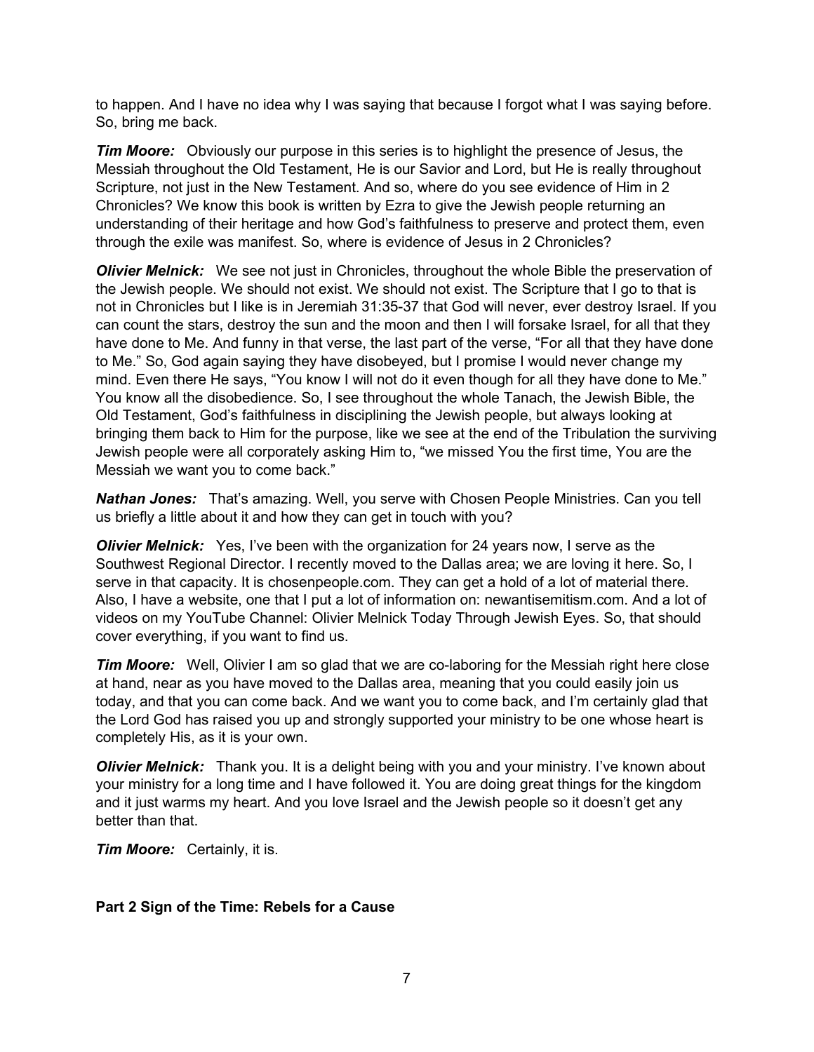to happen. And I have no idea why I was saying that because I forgot what I was saying before. So, bring me back.

***Tim Moore:*** Obviously our purpose in this series is to highlight the presence of Jesus, the Messiah throughout the Old Testament, He is our Savior and Lord, but He is really throughout Scripture, not just in the New Testament. And so, where do you see evidence of Him in 2 Chronicles? We know this book is written by Ezra to give the Jewish people returning an understanding of their heritage and how God's faithfulness to preserve and protect them, even through the exile was manifest. So, where is evidence of Jesus in 2 Chronicles?

***Olivier Melnick:*** We see not just in Chronicles, throughout the whole Bible the preservation of the Jewish people. We should not exist. We should not exist. The Scripture that I go to that is not in Chronicles but I like is in Jeremiah 31:35-37 that God will never, ever destroy Israel. If you can count the stars, destroy the sun and the moon and then I will forsake Israel, for all that they have done to Me. And funny in that verse, the last part of the verse, "For all that they have done to Me." So, God again saying they have disobeyed, but I promise I would never change my mind. Even there He says, "You know I will not do it even though for all they have done to Me." You know all the disobedience. So, I see throughout the whole Tanach, the Jewish Bible, the Old Testament, God's faithfulness in disciplining the Jewish people, but always looking at bringing them back to Him for the purpose, like we see at the end of the Tribulation the surviving Jewish people were all corporately asking Him to, "we missed You the first time, You are the Messiah we want you to come back."

***Nathan Jones:*** That's amazing. Well, you serve with Chosen People Ministries. Can you tell us briefly a little about it and how they can get in touch with you?

***Olivier Melnick:*** Yes, I've been with the organization for 24 years now, I serve as the Southwest Regional Director. I recently moved to the Dallas area; we are loving it here. So, I serve in that capacity. It is chosenpeople.com. They can get a hold of a lot of material there. Also, I have a website, one that I put a lot of information on: newantisemitism.com. And a lot of videos on my YouTube Channel: Olivier Melnick Today Through Jewish Eyes. So, that should cover everything, if you want to find us.

***Tim Moore:*** Well, Olivier I am so glad that we are co-laboring for the Messiah right here close at hand, near as you have moved to the Dallas area, meaning that you could easily join us today, and that you can come back. And we want you to come back, and I'm certainly glad that the Lord God has raised you up and strongly supported your ministry to be one whose heart is completely His, as it is your own.

***Olivier Melnick:*** Thank you. It is a delight being with you and your ministry. I've known about your ministry for a long time and I have followed it. You are doing great things for the kingdom and it just warms my heart. And you love Israel and the Jewish people so it doesn't get any better than that.

***Tim Moore:*** Certainly, it is.

**Part 2 Sign of the Time: Rebels for a Cause**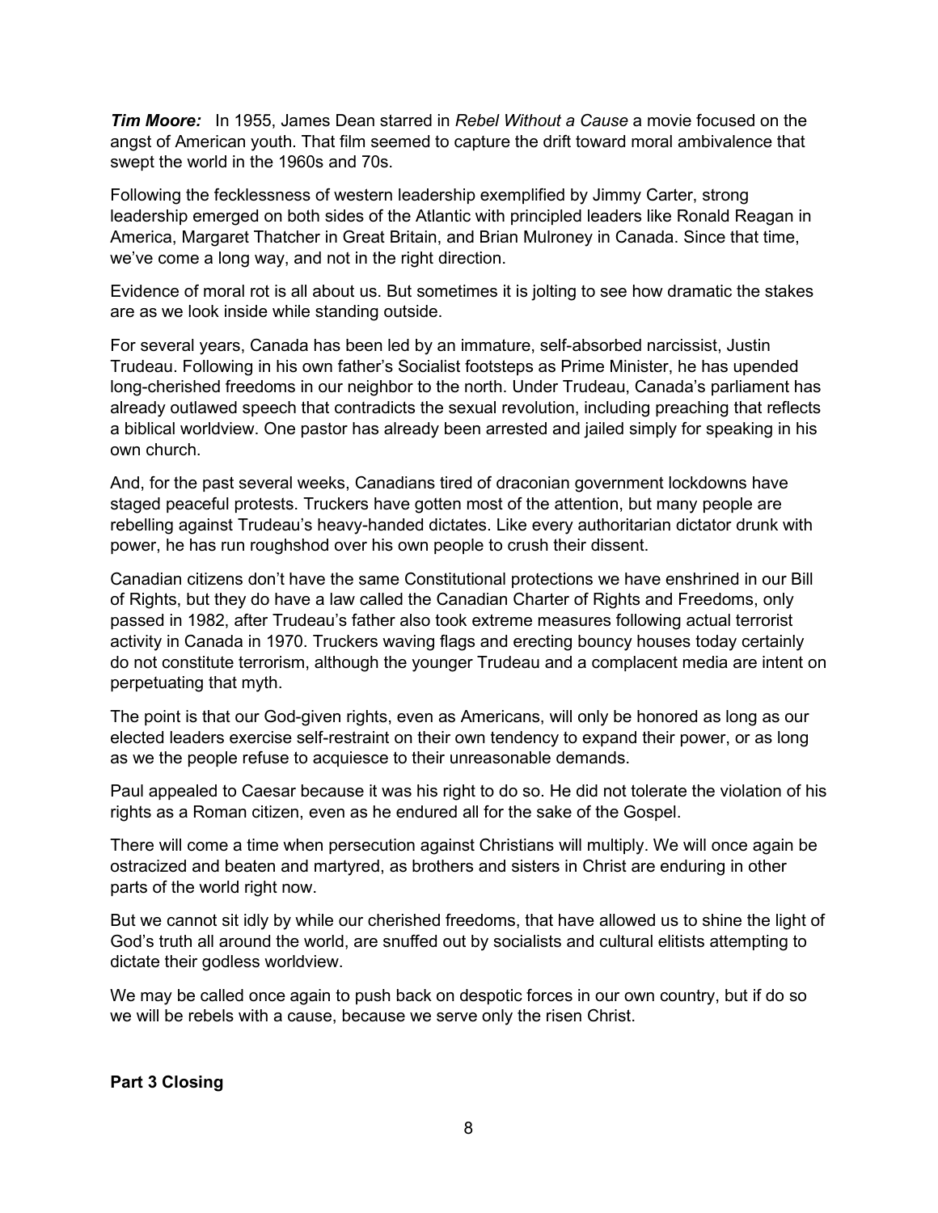***Tim Moore:*** In 1955, James Dean starred in *Rebel Without a Cause* a movie focused on the angst of American youth. That film seemed to capture the drift toward moral ambivalence that swept the world in the 1960s and 70s.

Following the fecklessness of western leadership exemplified by Jimmy Carter, strong leadership emerged on both sides of the Atlantic with principled leaders like Ronald Reagan in America, Margaret Thatcher in Great Britain, and Brian Mulroney in Canada. Since that time, we've come a long way, and not in the right direction.

Evidence of moral rot is all about us. But sometimes it is jolting to see how dramatic the stakes are as we look inside while standing outside.

For several years, Canada has been led by an immature, self-absorbed narcissist, Justin Trudeau. Following in his own father's Socialist footsteps as Prime Minister, he has upended long-cherished freedoms in our neighbor to the north. Under Trudeau, Canada's parliament has already outlawed speech that contradicts the sexual revolution, including preaching that reflects a biblical worldview. One pastor has already been arrested and jailed simply for speaking in his own church.

And, for the past several weeks, Canadians tired of draconian government lockdowns have staged peaceful protests. Truckers have gotten most of the attention, but many people are rebelling against Trudeau's heavy-handed dictates. Like every authoritarian dictator drunk with power, he has run roughshod over his own people to crush their dissent.

Canadian citizens don't have the same Constitutional protections we have enshrined in our Bill of Rights, but they do have a law called the Canadian Charter of Rights and Freedoms, only passed in 1982, after Trudeau's father also took extreme measures following actual terrorist activity in Canada in 1970. Truckers waving flags and erecting bouncy houses today certainly do not constitute terrorism, although the younger Trudeau and a complacent media are intent on perpetuating that myth.

The point is that our God-given rights, even as Americans, will only be honored as long as our elected leaders exercise self-restraint on their own tendency to expand their power, or as long as we the people refuse to acquiesce to their unreasonable demands.

Paul appealed to Caesar because it was his right to do so. He did not tolerate the violation of his rights as a Roman citizen, even as he endured all for the sake of the Gospel.

There will come a time when persecution against Christians will multiply. We will once again be ostracized and beaten and martyred, as brothers and sisters in Christ are enduring in other parts of the world right now.

But we cannot sit idly by while our cherished freedoms, that have allowed us to shine the light of God's truth all around the world, are snuffed out by socialists and cultural elitists attempting to dictate their godless worldview.

We may be called once again to push back on despotic forces in our own country, but if do so we will be rebels with a cause, because we serve only the risen Christ.

**Part 3 Closing**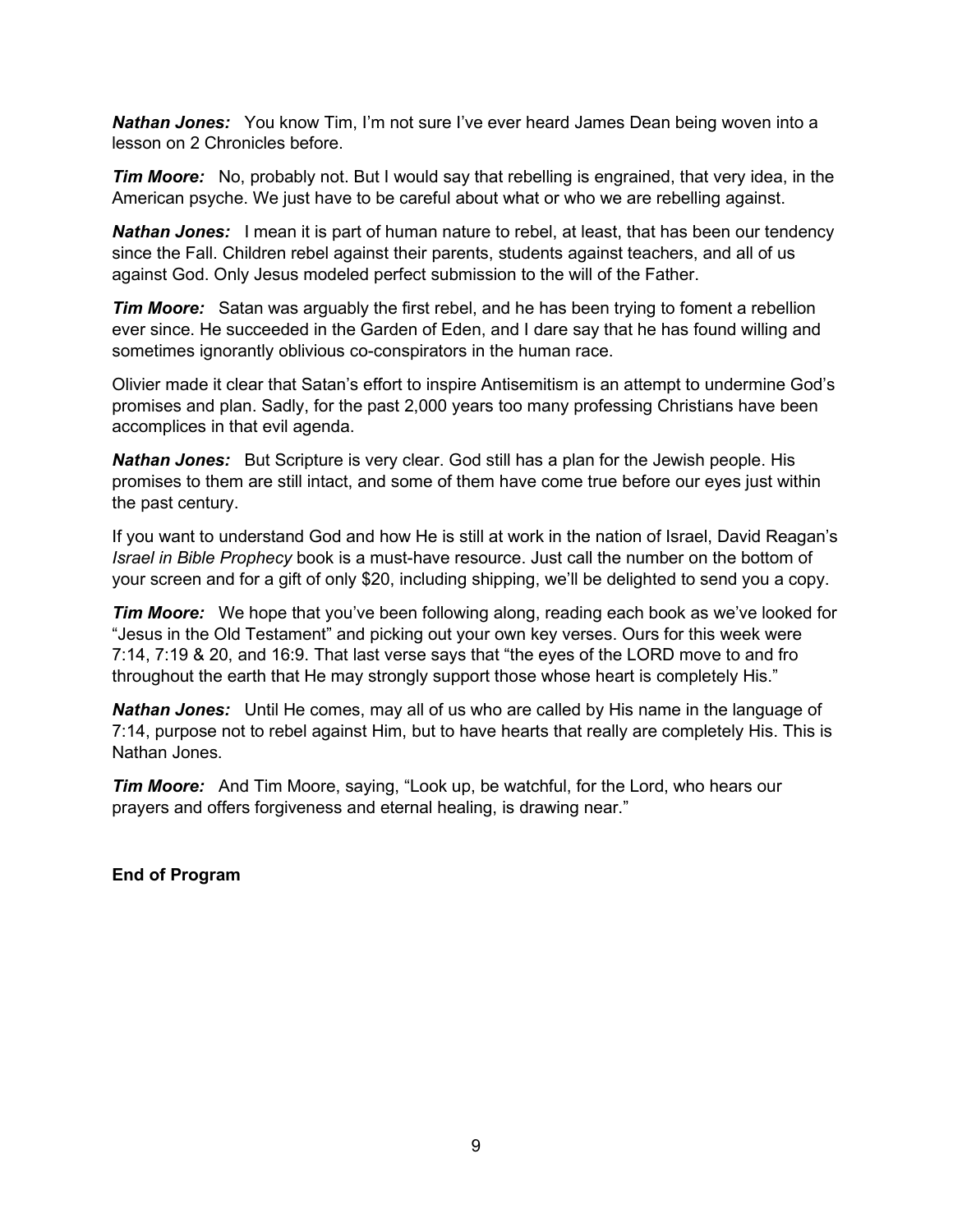***Nathan Jones:*** You know Tim, I'm not sure I've ever heard James Dean being woven into a lesson on 2 Chronicles before.

***Tim Moore:*** No, probably not. But I would say that rebelling is engrained, that very idea, in the American psyche. We just have to be careful about what or who we are rebelling against.

***Nathan Jones:*** I mean it is part of human nature to rebel, at least, that has been our tendency since the Fall. Children rebel against their parents, students against teachers, and all of us against God. Only Jesus modeled perfect submission to the will of the Father.

***Tim Moore:*** Satan was arguably the first rebel, and he has been trying to foment a rebellion ever since. He succeeded in the Garden of Eden, and I dare say that he has found willing and sometimes ignorantly oblivious co-conspirators in the human race.

Olivier made it clear that Satan's effort to inspire Antisemitism is an attempt to undermine God's promises and plan. Sadly, for the past 2,000 years too many professing Christians have been accomplices in that evil agenda.

***Nathan Jones:*** But Scripture is very clear. God still has a plan for the Jewish people. His promises to them are still intact, and some of them have come true before our eyes just within the past century.

If you want to understand God and how He is still at work in the nation of Israel, David Reagan's *Israel in Bible Prophecy* book is a must-have resource. Just call the number on the bottom of your screen and for a gift of only $20, including shipping, we'll be delighted to send you a copy.

***Tim Moore:*** We hope that you've been following along, reading each book as we've looked for "Jesus in the Old Testament" and picking out your own key verses. Ours for this week were 7:14, 7:19 & 20, and 16:9. That last verse says that "the eyes of the LORD move to and fro throughout the earth that He may strongly support those whose heart is completely His."

***Nathan Jones:*** Until He comes, may all of us who are called by His name in the language of 7:14, purpose not to rebel against Him, but to have hearts that really are completely His. This is Nathan Jones.

***Tim Moore:*** And Tim Moore, saying, "Look up, be watchful, for the Lord, who hears our prayers and offers forgiveness and eternal healing, is drawing near."

**End of Program**